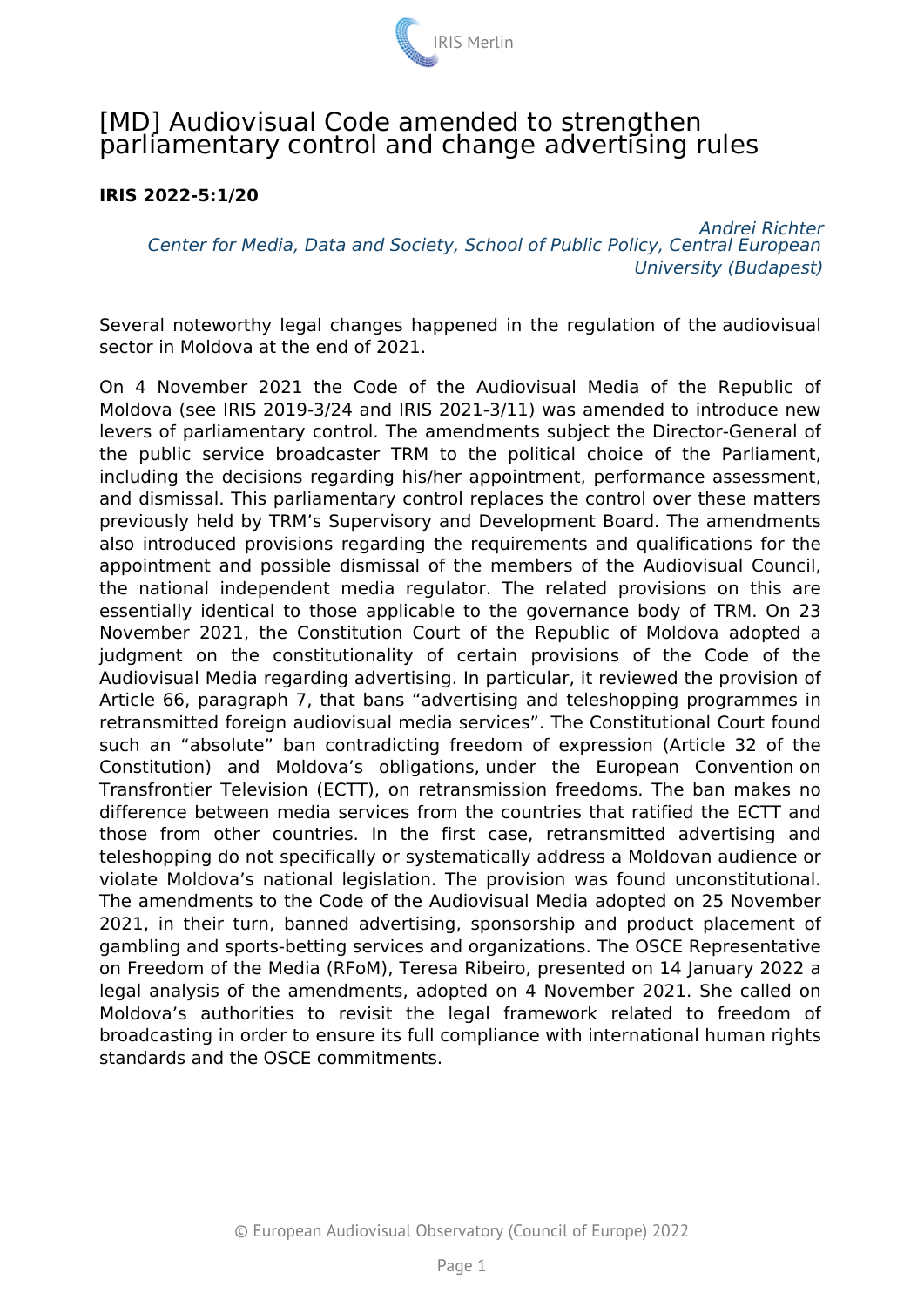# [MD] Audiovisual Code amended to strengthen parliamentary control and change advertising rules

**IRIS 2022-5:1/20**

*Andrei Richter*
*Center for Media, Data and Society, School of Public Policy, Central European University (Budapest)*

Several noteworthy legal changes happened in the regulation of the audiovisual sector in Moldova at the end of 2021.

On 4 November 2021 the Code of the Audiovisual Media of the Republic of Moldova (see IRIS 2019-3/24 and IRIS 2021-3/11) was amended to introduce new levers of parliamentary control. The amendments subject the Director-General of the public service broadcaster TRM to the political choice of the Parliament, including the decisions regarding his/her appointment, performance assessment, and dismissal. This parliamentary control replaces the control over these matters previously held by TRM's Supervisory and Development Board. The amendments also introduced provisions regarding the requirements and qualifications for the appointment and possible dismissal of the members of the Audiovisual Council, the national independent media regulator. The related provisions on this are essentially identical to those applicable to the governance body of TRM. On 23 November 2021, the Constitution Court of the Republic of Moldova adopted a judgment on the constitutionality of certain provisions of the Code of the Audiovisual Media regarding advertising. In particular, it reviewed the provision of Article 66, paragraph 7, that bans "advertising and teleshopping programmes in retransmitted foreign audiovisual media services". The Constitutional Court found such an "absolute" ban contradicting freedom of expression (Article 32 of the Constitution) and Moldova's obligations, under the European Convention on Transfrontier Television (ECTT), on retransmission freedoms. The ban makes no difference between media services from the countries that ratified the ECTT and those from other countries. In the first case, retransmitted advertising and teleshopping do not specifically or systematically address a Moldovan audience or violate Moldova's national legislation. The provision was found unconstitutional. The amendments to the Code of the Audiovisual Media adopted on 25 November 2021, in their turn, banned advertising, sponsorship and product placement of gambling and sports-betting services and organizations. The OSCE Representative on Freedom of the Media (RFoM), Teresa Ribeiro, presented on 14 January 2022 a legal analysis of the amendments, adopted on 4 November 2021. She called on Moldova's authorities to revisit the legal framework related to freedom of broadcasting in order to ensure its full compliance with international human rights standards and the OSCE commitments.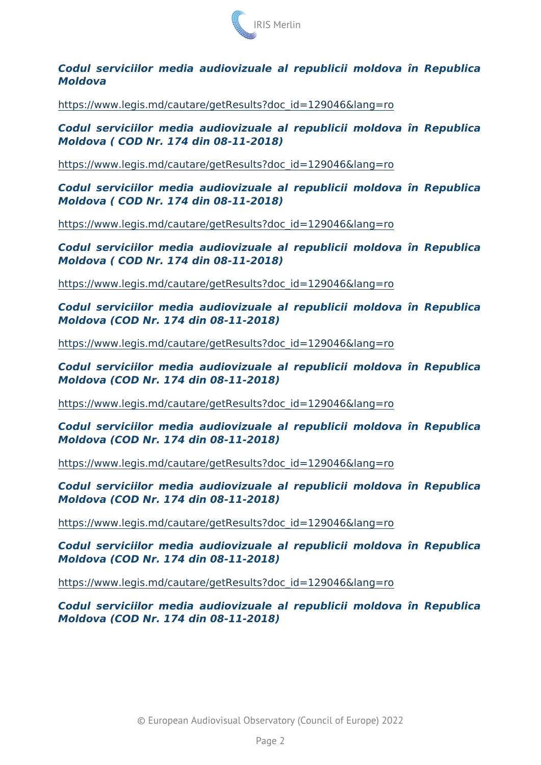***Codul serviciilor media audiovizuale al republicii moldova în Republica Moldova***

https://www.legis.md/cautare/getResults?doc_id=129046&lang=ro

***Codul serviciilor media audiovizuale al republicii moldova în Republica Moldova ( COD Nr. 174 din 08-11-2018)***

https://www.legis.md/cautare/getResults?doc_id=129046&lang=ro

***Codul serviciilor media audiovizuale al republicii moldova în Republica Moldova ( COD Nr. 174 din 08-11-2018)***

https://www.legis.md/cautare/getResults?doc_id=129046&lang=ro

***Codul serviciilor media audiovizuale al republicii moldova în Republica Moldova ( COD Nr. 174 din 08-11-2018)***

https://www.legis.md/cautare/getResults?doc_id=129046&lang=ro

***Codul serviciilor media audiovizuale al republicii moldova în Republica Moldova (COD Nr. 174 din 08-11-2018)***

https://www.legis.md/cautare/getResults?doc_id=129046&lang=ro

***Codul serviciilor media audiovizuale al republicii moldova în Republica Moldova (COD Nr. 174 din 08-11-2018)***

https://www.legis.md/cautare/getResults?doc_id=129046&lang=ro

***Codul serviciilor media audiovizuale al republicii moldova în Republica Moldova (COD Nr. 174 din 08-11-2018)***

https://www.legis.md/cautare/getResults?doc_id=129046&lang=ro

***Codul serviciilor media audiovizuale al republicii moldova în Republica Moldova (COD Nr. 174 din 08-11-2018)***

https://www.legis.md/cautare/getResults?doc_id=129046&lang=ro

***Codul serviciilor media audiovizuale al republicii moldova în Republica Moldova (COD Nr. 174 din 08-11-2018)***

https://www.legis.md/cautare/getResults?doc_id=129046&lang=ro

***Codul serviciilor media audiovizuale al republicii moldova în Republica Moldova (COD Nr. 174 din 08-11-2018)***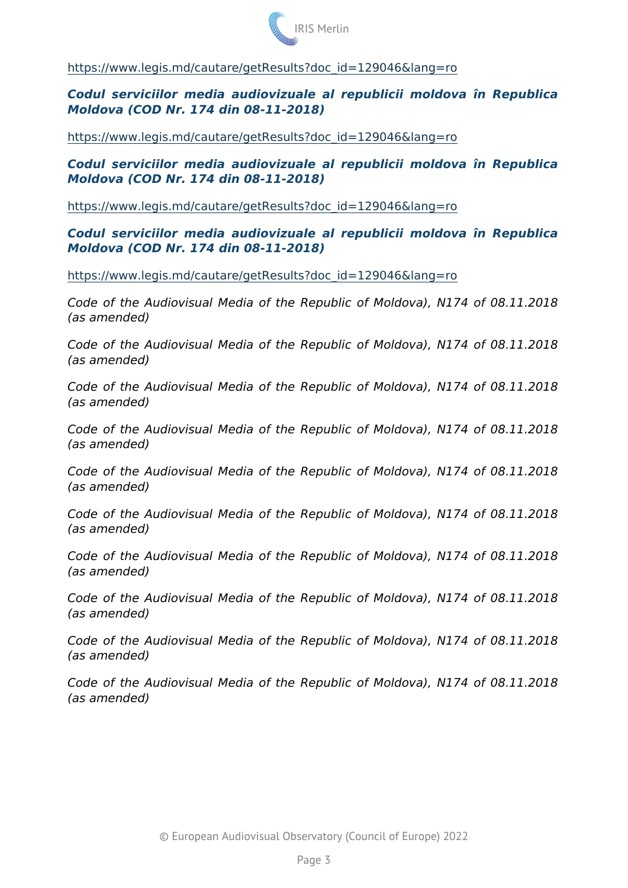https://www.legis.md/cautare/getResults?doc_id=129046&lang=ro

***Codul serviciilor media audiovizuale al republicii moldova în Republica Moldova (COD Nr. 174 din 08-11-2018)***

https://www.legis.md/cautare/getResults?doc_id=129046&lang=ro

***Codul serviciilor media audiovizuale al republicii moldova în Republica Moldova (COD Nr. 174 din 08-11-2018)***

https://www.legis.md/cautare/getResults?doc_id=129046&lang=ro

***Codul serviciilor media audiovizuale al republicii moldova în Republica Moldova (COD Nr. 174 din 08-11-2018)***

https://www.legis.md/cautare/getResults?doc_id=129046&lang=ro

*Code of the Audiovisual Media of the Republic of Moldova), N174 of 08.11.2018 (as amended)*

*Code of the Audiovisual Media of the Republic of Moldova), N174 of 08.11.2018 (as amended)*

*Code of the Audiovisual Media of the Republic of Moldova), N174 of 08.11.2018 (as amended)*

*Code of the Audiovisual Media of the Republic of Moldova), N174 of 08.11.2018 (as amended)*

*Code of the Audiovisual Media of the Republic of Moldova), N174 of 08.11.2018 (as amended)*

*Code of the Audiovisual Media of the Republic of Moldova), N174 of 08.11.2018 (as amended)*

*Code of the Audiovisual Media of the Republic of Moldova), N174 of 08.11.2018 (as amended)*

*Code of the Audiovisual Media of the Republic of Moldova), N174 of 08.11.2018 (as amended)*

*Code of the Audiovisual Media of the Republic of Moldova), N174 of 08.11.2018 (as amended)*

*Code of the Audiovisual Media of the Republic of Moldova), N174 of 08.11.2018 (as amended)*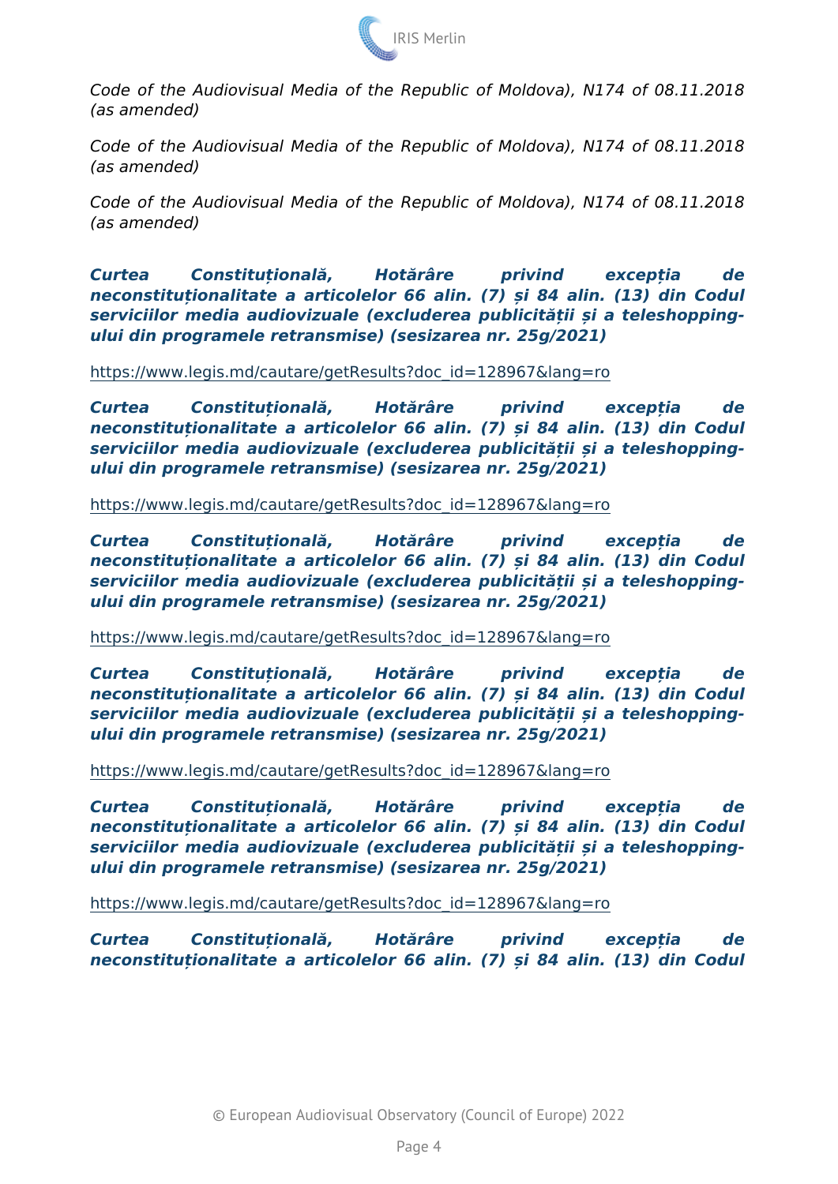*Code of the Audiovisual Media of the Republic of Moldova), N174 of 08.11.2018 (as amended)*

*Code of the Audiovisual Media of the Republic of Moldova), N174 of 08.11.2018 (as amended)*

*Code of the Audiovisual Media of the Republic of Moldova), N174 of 08.11.2018 (as amended)*

***Curtea Constituțională, Hotărâre privind excepția de neconstituționalitate a articolelor 66 alin. (7) și 84 alin. (13) din Codul serviciilor media audiovizuale (excluderea publicității și a teleshopping-ului din programele retransmise) (sesizarea nr. 25g/2021)***

https://www.legis.md/cautare/getResults?doc_id=128967&lang=ro

***Curtea Constituțională, Hotărâre privind excepția de neconstituționalitate a articolelor 66 alin. (7) și 84 alin. (13) din Codul serviciilor media audiovizuale (excluderea publicității și a teleshopping-ului din programele retransmise) (sesizarea nr. 25g/2021)***

https://www.legis.md/cautare/getResults?doc_id=128967&lang=ro

***Curtea Constituțională, Hotărâre privind excepția de neconstituționalitate a articolelor 66 alin. (7) și 84 alin. (13) din Codul serviciilor media audiovizuale (excluderea publicității și a teleshopping-ului din programele retransmise) (sesizarea nr. 25g/2021)***

https://www.legis.md/cautare/getResults?doc_id=128967&lang=ro

***Curtea Constituțională, Hotărâre privind excepția de neconstituționalitate a articolelor 66 alin. (7) și 84 alin. (13) din Codul serviciilor media audiovizuale (excluderea publicității și a teleshopping-ului din programele retransmise) (sesizarea nr. 25g/2021)***

https://www.legis.md/cautare/getResults?doc_id=128967&lang=ro

***Curtea Constituțională, Hotărâre privind excepția de neconstituționalitate a articolelor 66 alin. (7) și 84 alin. (13) din Codul serviciilor media audiovizuale (excluderea publicității și a teleshopping-ului din programele retransmise) (sesizarea nr. 25g/2021)***

https://www.legis.md/cautare/getResults?doc_id=128967&lang=ro

***Curtea Constituțională, Hotărâre privind excepția de neconstituționalitate a articolelor 66 alin. (7) și 84 alin. (13) din Codul***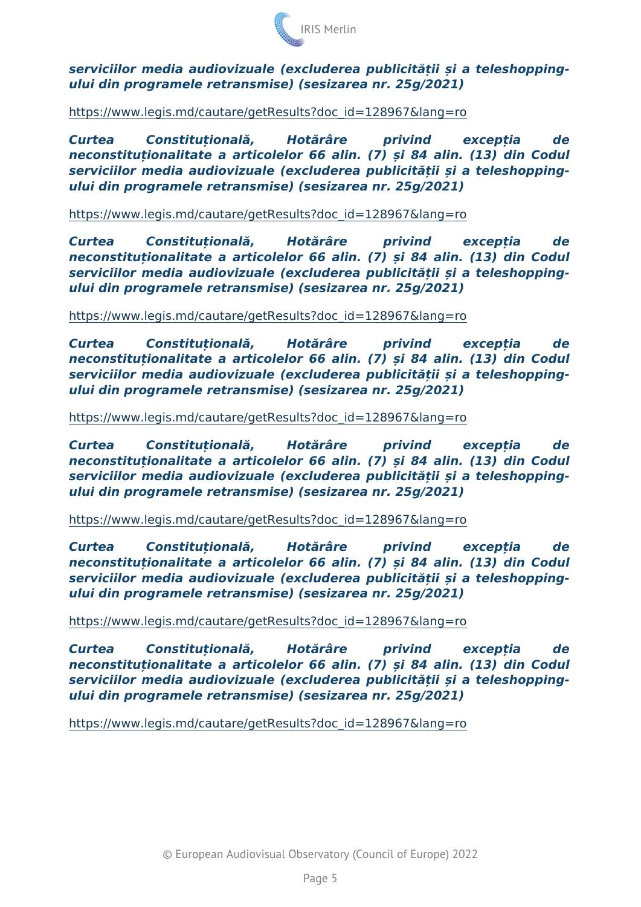***serviciilor media audiovizuale (excluderea publicității și a teleshopping-ului din programele retransmise) (sesizarea nr. 25g/2021)***

https://www.legis.md/cautare/getResults?doc_id=128967&lang=ro

***Curtea Constituțională, Hotărâre privind excepția de neconstituționalitate a articolelor 66 alin. (7) și 84 alin. (13) din Codul serviciilor media audiovizuale (excluderea publicității și a teleshopping-ului din programele retransmise) (sesizarea nr. 25g/2021)***

https://www.legis.md/cautare/getResults?doc_id=128967&lang=ro

***Curtea Constituțională, Hotărâre privind excepția de neconstituționalitate a articolelor 66 alin. (7) și 84 alin. (13) din Codul serviciilor media audiovizuale (excluderea publicității și a teleshopping-ului din programele retransmise) (sesizarea nr. 25g/2021)***

https://www.legis.md/cautare/getResults?doc_id=128967&lang=ro

***Curtea Constituțională, Hotărâre privind excepția de neconstituționalitate a articolelor 66 alin. (7) și 84 alin. (13) din Codul serviciilor media audiovizuale (excluderea publicității și a teleshopping-ului din programele retransmise) (sesizarea nr. 25g/2021)***

https://www.legis.md/cautare/getResults?doc_id=128967&lang=ro

***Curtea Constituțională, Hotărâre privind excepția de neconstituționalitate a articolelor 66 alin. (7) și 84 alin. (13) din Codul serviciilor media audiovizuale (excluderea publicității și a teleshopping-ului din programele retransmise) (sesizarea nr. 25g/2021)***

https://www.legis.md/cautare/getResults?doc_id=128967&lang=ro

***Curtea Constituțională, Hotărâre privind excepția de neconstituționalitate a articolelor 66 alin. (7) și 84 alin. (13) din Codul serviciilor media audiovizuale (excluderea publicității și a teleshopping-ului din programele retransmise) (sesizarea nr. 25g/2021)***

https://www.legis.md/cautare/getResults?doc_id=128967&lang=ro

***Curtea Constituțională, Hotărâre privind excepția de neconstituționalitate a articolelor 66 alin. (7) și 84 alin. (13) din Codul serviciilor media audiovizuale (excluderea publicității și a teleshopping-ului din programele retransmise) (sesizarea nr. 25g/2021)***

https://www.legis.md/cautare/getResults?doc_id=128967&lang=ro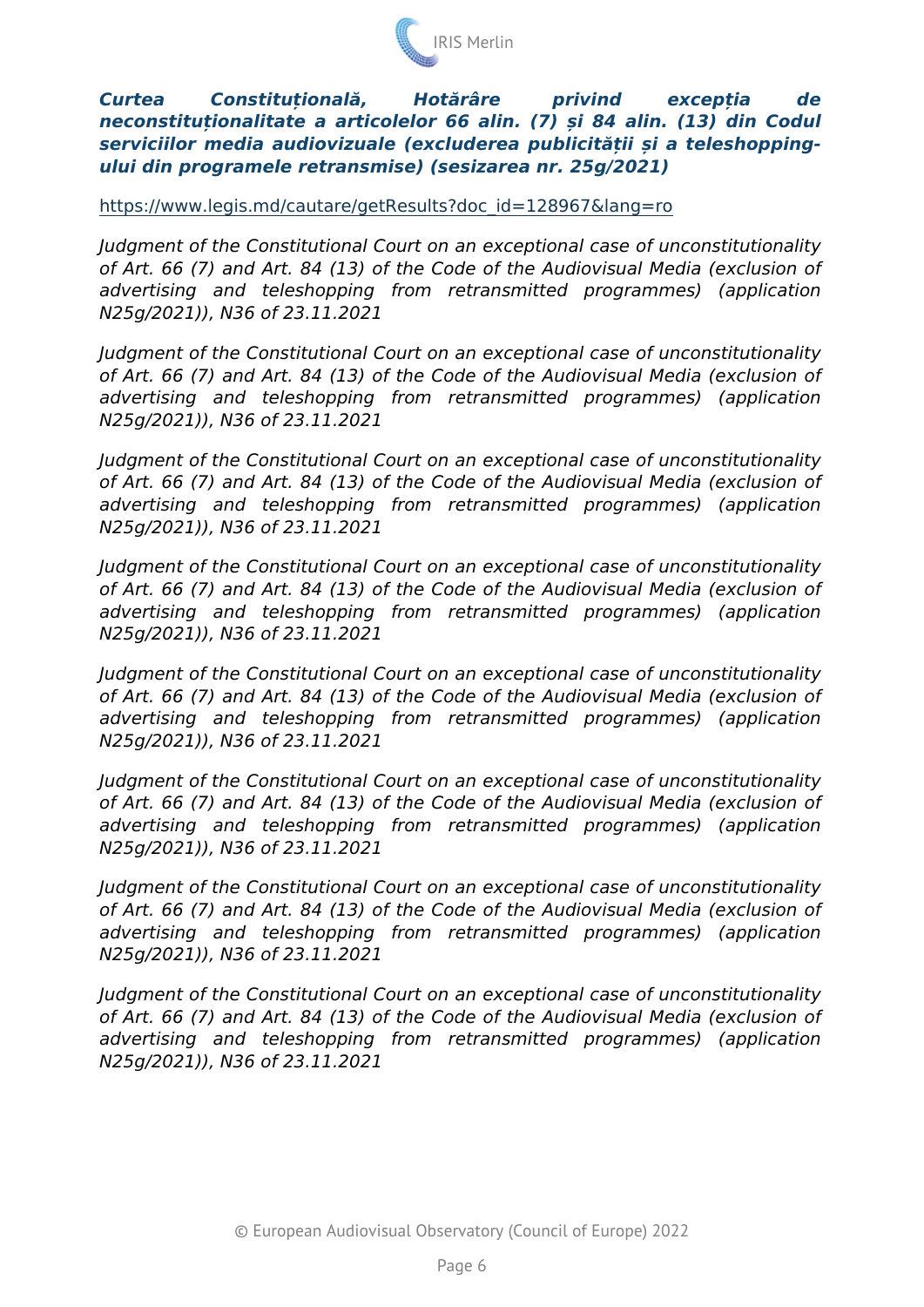***Curtea Constituțională, Hotărâre privind excepția de neconstituționalitate a articolelor 66 alin. (7) și 84 alin. (13) din Codul serviciilor media audiovizuale (excluderea publicității și a teleshopping-ului din programele retransmise) (sesizarea nr. 25g/2021)***

https://www.legis.md/cautare/getResults?doc_id=128967&lang=ro

*Judgment of the Constitutional Court on an exceptional case of unconstitutionality of Art. 66 (7) and Art. 84 (13) of the Code of the Audiovisual Media (exclusion of advertising and teleshopping from retransmitted programmes) (application N25g/2021)), N36 of 23.11.2021*

*Judgment of the Constitutional Court on an exceptional case of unconstitutionality of Art. 66 (7) and Art. 84 (13) of the Code of the Audiovisual Media (exclusion of advertising and teleshopping from retransmitted programmes) (application N25g/2021)), N36 of 23.11.2021*

*Judgment of the Constitutional Court on an exceptional case of unconstitutionality of Art. 66 (7) and Art. 84 (13) of the Code of the Audiovisual Media (exclusion of advertising and teleshopping from retransmitted programmes) (application N25g/2021)), N36 of 23.11.2021*

*Judgment of the Constitutional Court on an exceptional case of unconstitutionality of Art. 66 (7) and Art. 84 (13) of the Code of the Audiovisual Media (exclusion of advertising and teleshopping from retransmitted programmes) (application N25g/2021)), N36 of 23.11.2021*

*Judgment of the Constitutional Court on an exceptional case of unconstitutionality of Art. 66 (7) and Art. 84 (13) of the Code of the Audiovisual Media (exclusion of advertising and teleshopping from retransmitted programmes) (application N25g/2021)), N36 of 23.11.2021*

*Judgment of the Constitutional Court on an exceptional case of unconstitutionality of Art. 66 (7) and Art. 84 (13) of the Code of the Audiovisual Media (exclusion of advertising and teleshopping from retransmitted programmes) (application N25g/2021)), N36 of 23.11.2021*

*Judgment of the Constitutional Court on an exceptional case of unconstitutionality of Art. 66 (7) and Art. 84 (13) of the Code of the Audiovisual Media (exclusion of advertising and teleshopping from retransmitted programmes) (application N25g/2021)), N36 of 23.11.2021*

*Judgment of the Constitutional Court on an exceptional case of unconstitutionality of Art. 66 (7) and Art. 84 (13) of the Code of the Audiovisual Media (exclusion of advertising and teleshopping from retransmitted programmes) (application N25g/2021)), N36 of 23.11.2021*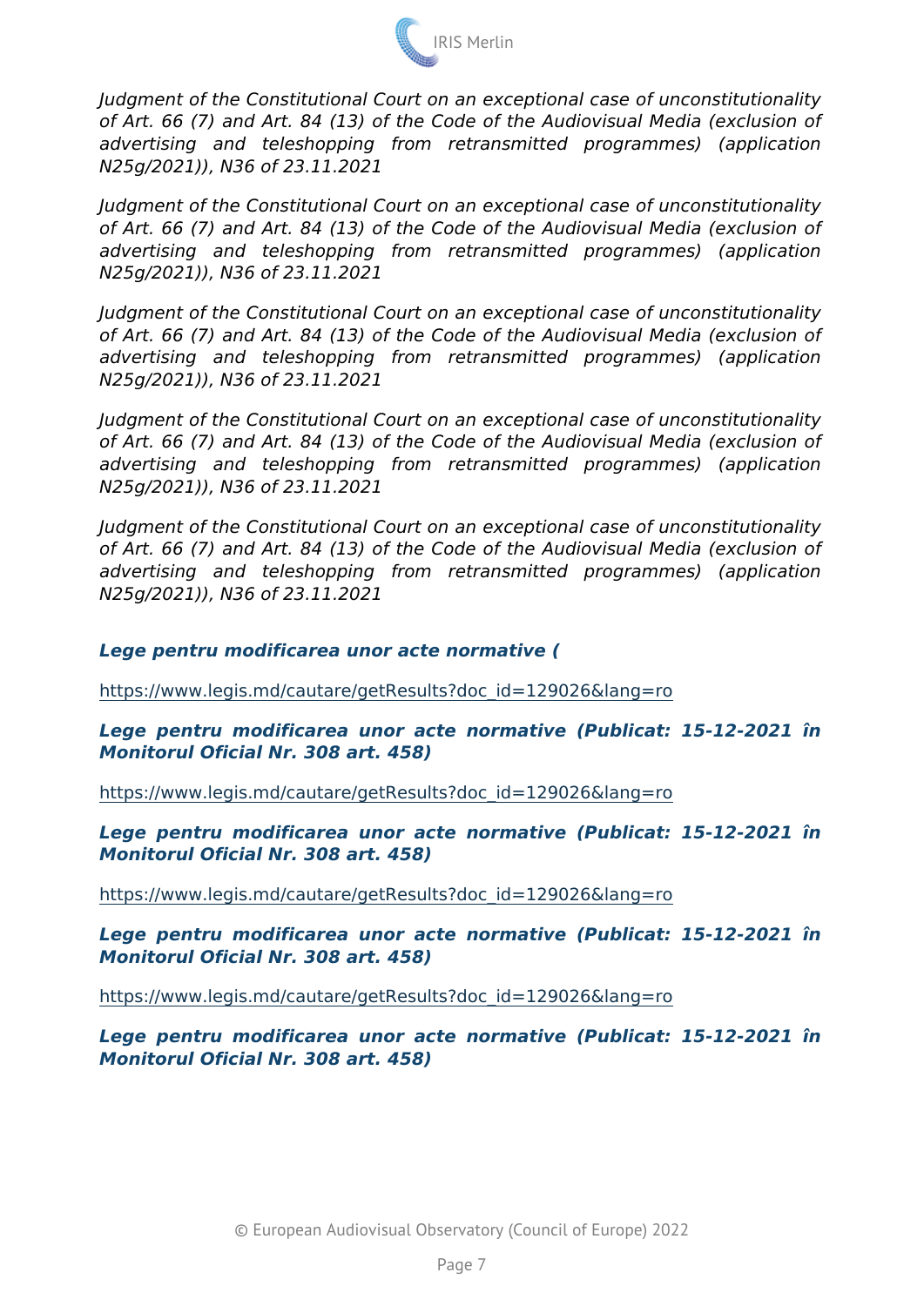*Judgment of the Constitutional Court on an exceptional case of unconstitutionality of Art. 66 (7) and Art. 84 (13) of the Code of the Audiovisual Media (exclusion of advertising and teleshopping from retransmitted programmes) (application N25g/2021)), N36 of 23.11.2021*

*Judgment of the Constitutional Court on an exceptional case of unconstitutionality of Art. 66 (7) and Art. 84 (13) of the Code of the Audiovisual Media (exclusion of advertising and teleshopping from retransmitted programmes) (application N25g/2021)), N36 of 23.11.2021*

*Judgment of the Constitutional Court on an exceptional case of unconstitutionality of Art. 66 (7) and Art. 84 (13) of the Code of the Audiovisual Media (exclusion of advertising and teleshopping from retransmitted programmes) (application N25g/2021)), N36 of 23.11.2021*

*Judgment of the Constitutional Court on an exceptional case of unconstitutionality of Art. 66 (7) and Art. 84 (13) of the Code of the Audiovisual Media (exclusion of advertising and teleshopping from retransmitted programmes) (application N25g/2021)), N36 of 23.11.2021*

*Judgment of the Constitutional Court on an exceptional case of unconstitutionality of Art. 66 (7) and Art. 84 (13) of the Code of the Audiovisual Media (exclusion of advertising and teleshopping from retransmitted programmes) (application N25g/2021)), N36 of 23.11.2021*

***Lege pentru modificarea unor acte normative (***

https://www.legis.md/cautare/getResults?doc_id=129026&lang=ro

***Lege pentru modificarea unor acte normative (Publicat: 15-12-2021 în Monitorul Oficial Nr. 308 art. 458)***

https://www.legis.md/cautare/getResults?doc_id=129026&lang=ro

***Lege pentru modificarea unor acte normative (Publicat: 15-12-2021 în Monitorul Oficial Nr. 308 art. 458)***

https://www.legis.md/cautare/getResults?doc_id=129026&lang=ro

***Lege pentru modificarea unor acte normative (Publicat: 15-12-2021 în Monitorul Oficial Nr. 308 art. 458)***

https://www.legis.md/cautare/getResults?doc_id=129026&lang=ro

***Lege pentru modificarea unor acte normative (Publicat: 15-12-2021 în Monitorul Oficial Nr. 308 art. 458)***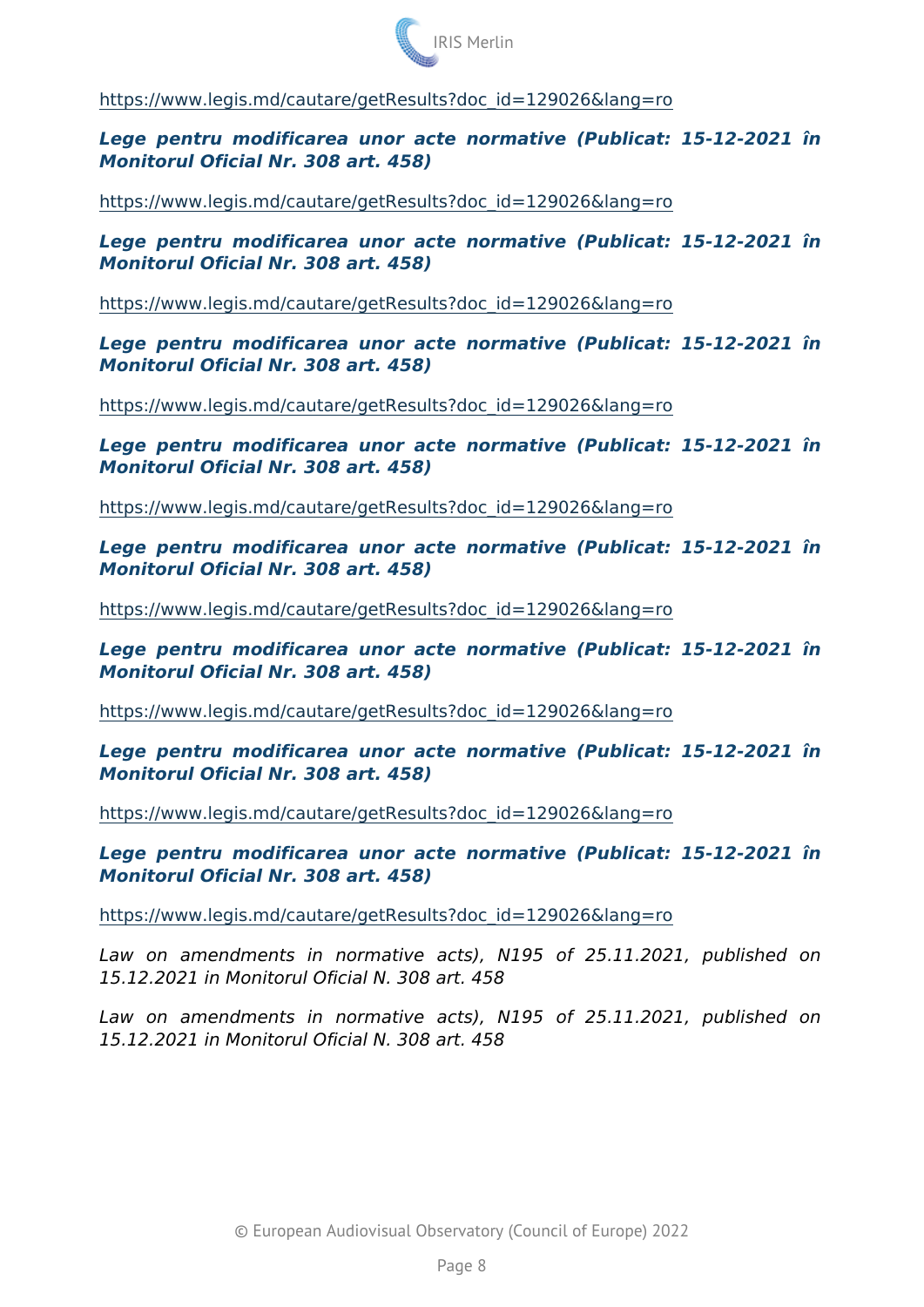https://www.legis.md/cautare/getResults?doc_id=129026&lang=ro

***Lege pentru modificarea unor acte normative (Publicat: 15-12-2021 în Monitorul Oficial Nr. 308 art. 458)***

https://www.legis.md/cautare/getResults?doc_id=129026&lang=ro

***Lege pentru modificarea unor acte normative (Publicat: 15-12-2021 în Monitorul Oficial Nr. 308 art. 458)***

https://www.legis.md/cautare/getResults?doc_id=129026&lang=ro

***Lege pentru modificarea unor acte normative (Publicat: 15-12-2021 în Monitorul Oficial Nr. 308 art. 458)***

https://www.legis.md/cautare/getResults?doc_id=129026&lang=ro

***Lege pentru modificarea unor acte normative (Publicat: 15-12-2021 în Monitorul Oficial Nr. 308 art. 458)***

https://www.legis.md/cautare/getResults?doc_id=129026&lang=ro

***Lege pentru modificarea unor acte normative (Publicat: 15-12-2021 în Monitorul Oficial Nr. 308 art. 458)***

https://www.legis.md/cautare/getResults?doc_id=129026&lang=ro

***Lege pentru modificarea unor acte normative (Publicat: 15-12-2021 în Monitorul Oficial Nr. 308 art. 458)***

https://www.legis.md/cautare/getResults?doc_id=129026&lang=ro

***Lege pentru modificarea unor acte normative (Publicat: 15-12-2021 în Monitorul Oficial Nr. 308 art. 458)***

https://www.legis.md/cautare/getResults?doc_id=129026&lang=ro

***Lege pentru modificarea unor acte normative (Publicat: 15-12-2021 în Monitorul Oficial Nr. 308 art. 458)***

https://www.legis.md/cautare/getResults?doc_id=129026&lang=ro

*Law on amendments in normative acts), N195 of 25.11.2021, published on 15.12.2021 in Monitorul Oficial N. 308 art. 458*

*Law on amendments in normative acts), N195 of 25.11.2021, published on 15.12.2021 in Monitorul Oficial N. 308 art. 458*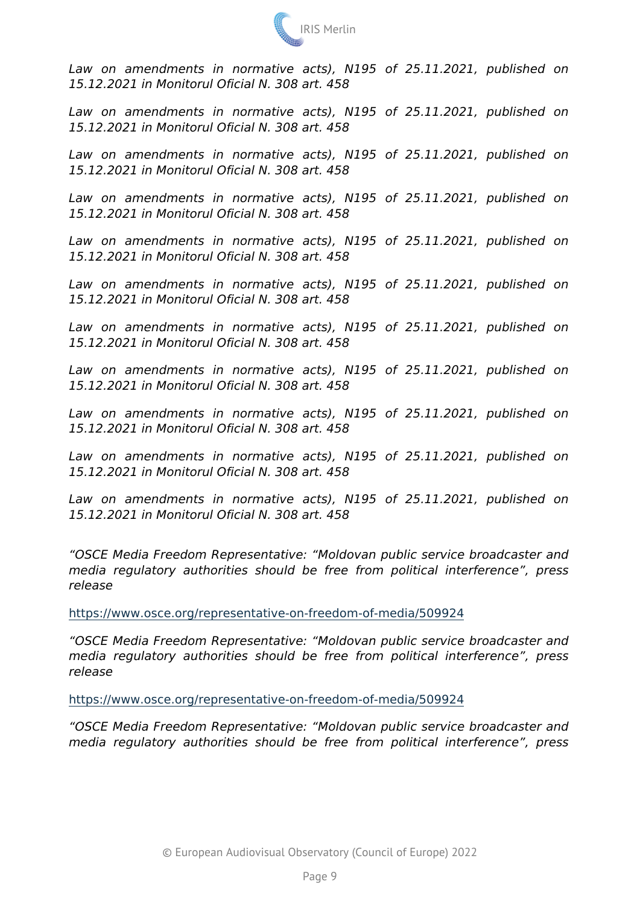*Law on amendments in normative acts), N195 of 25.11.2021, published on 15.12.2021 in Monitorul Oficial N. 308 art. 458*

*Law on amendments in normative acts), N195 of 25.11.2021, published on 15.12.2021 in Monitorul Oficial N. 308 art. 458*

*Law on amendments in normative acts), N195 of 25.11.2021, published on 15.12.2021 in Monitorul Oficial N. 308 art. 458*

*Law on amendments in normative acts), N195 of 25.11.2021, published on 15.12.2021 in Monitorul Oficial N. 308 art. 458*

*Law on amendments in normative acts), N195 of 25.11.2021, published on 15.12.2021 in Monitorul Oficial N. 308 art. 458*

*Law on amendments in normative acts), N195 of 25.11.2021, published on 15.12.2021 in Monitorul Oficial N. 308 art. 458*

*Law on amendments in normative acts), N195 of 25.11.2021, published on 15.12.2021 in Monitorul Oficial N. 308 art. 458*

*Law on amendments in normative acts), N195 of 25.11.2021, published on 15.12.2021 in Monitorul Oficial N. 308 art. 458*

*Law on amendments in normative acts), N195 of 25.11.2021, published on 15.12.2021 in Monitorul Oficial N. 308 art. 458*

*Law on amendments in normative acts), N195 of 25.11.2021, published on 15.12.2021 in Monitorul Oficial N. 308 art. 458*

*Law on amendments in normative acts), N195 of 25.11.2021, published on 15.12.2021 in Monitorul Oficial N. 308 art. 458*

*"OSCE Media Freedom Representative: "Moldovan public service broadcaster and media regulatory authorities should be free from political interference", press release*

https://www.osce.org/representative-on-freedom-of-media/509924

*"OSCE Media Freedom Representative: "Moldovan public service broadcaster and media regulatory authorities should be free from political interference", press release*

https://www.osce.org/representative-on-freedom-of-media/509924

*"OSCE Media Freedom Representative: "Moldovan public service broadcaster and media regulatory authorities should be free from political interference", press*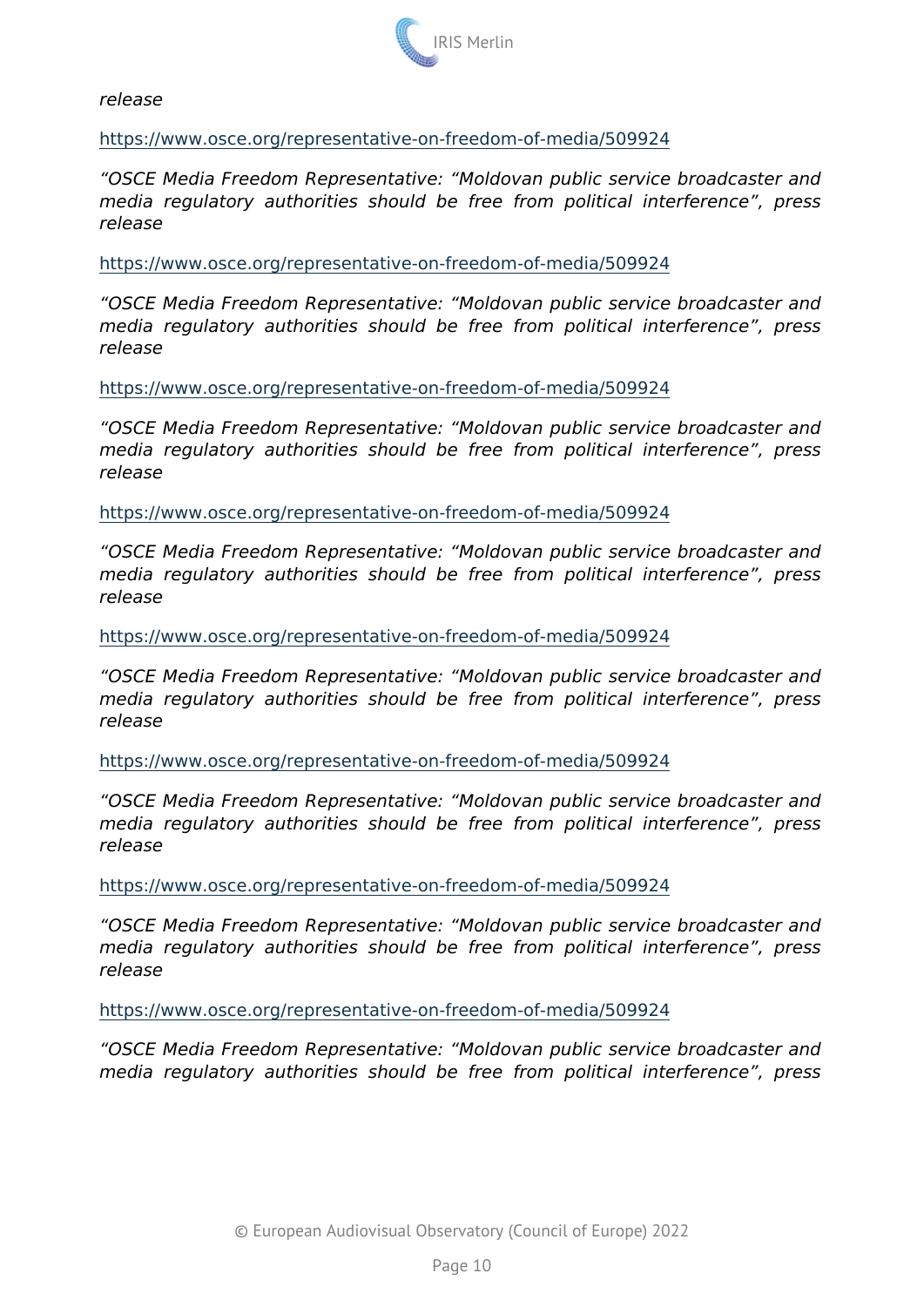*release*

https://www.osce.org/representative-on-freedom-of-media/509924

*"OSCE Media Freedom Representative: "Moldovan public service broadcaster and media regulatory authorities should be free from political interference", press release*

https://www.osce.org/representative-on-freedom-of-media/509924

*"OSCE Media Freedom Representative: "Moldovan public service broadcaster and media regulatory authorities should be free from political interference", press release*

https://www.osce.org/representative-on-freedom-of-media/509924

*"OSCE Media Freedom Representative: "Moldovan public service broadcaster and media regulatory authorities should be free from political interference", press release*

https://www.osce.org/representative-on-freedom-of-media/509924

*"OSCE Media Freedom Representative: "Moldovan public service broadcaster and media regulatory authorities should be free from political interference", press release*

https://www.osce.org/representative-on-freedom-of-media/509924

*"OSCE Media Freedom Representative: "Moldovan public service broadcaster and media regulatory authorities should be free from political interference", press release*

https://www.osce.org/representative-on-freedom-of-media/509924

*"OSCE Media Freedom Representative: "Moldovan public service broadcaster and media regulatory authorities should be free from political interference", press release*

https://www.osce.org/representative-on-freedom-of-media/509924

*"OSCE Media Freedom Representative: "Moldovan public service broadcaster and media regulatory authorities should be free from political interference", press release*

https://www.osce.org/representative-on-freedom-of-media/509924

*"OSCE Media Freedom Representative: "Moldovan public service broadcaster and media regulatory authorities should be free from political interference", press*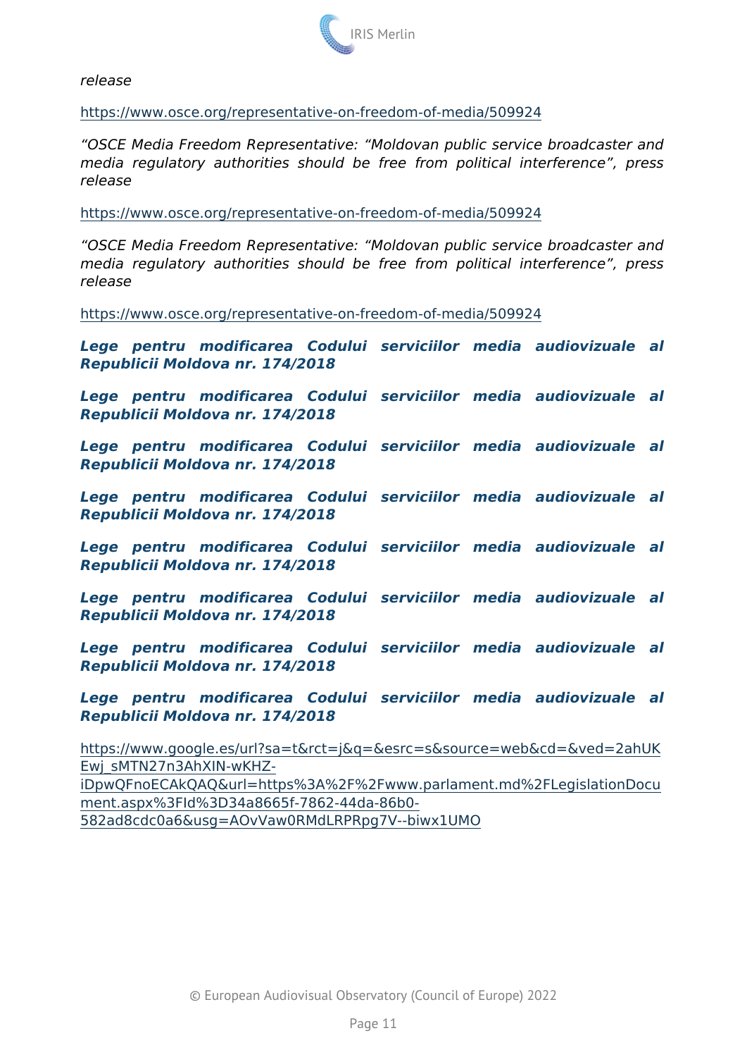*release*

https://www.osce.org/representative-on-freedom-of-media/509924

*“OSCE Media Freedom Representative: “Moldovan public service broadcaster and media regulatory authorities should be free from political interference”, press release*

https://www.osce.org/representative-on-freedom-of-media/509924

*“OSCE Media Freedom Representative: “Moldovan public service broadcaster and media regulatory authorities should be free from political interference”, press release*

https://www.osce.org/representative-on-freedom-of-media/509924

***Lege pentru modificarea Codului serviciilor media audiovizuale al Republicii Moldova nr. 174/2018***

***Lege pentru modificarea Codului serviciilor media audiovizuale al Republicii Moldova nr. 174/2018***

***Lege pentru modificarea Codului serviciilor media audiovizuale al Republicii Moldova nr. 174/2018***

***Lege pentru modificarea Codului serviciilor media audiovizuale al Republicii Moldova nr. 174/2018***

***Lege pentru modificarea Codului serviciilor media audiovizuale al Republicii Moldova nr. 174/2018***

***Lege pentru modificarea Codului serviciilor media audiovizuale al Republicii Moldova nr. 174/2018***

***Lege pentru modificarea Codului serviciilor media audiovizuale al Republicii Moldova nr. 174/2018***

***Lege pentru modificarea Codului serviciilor media audiovizuale al Republicii Moldova nr. 174/2018***

https://www.google.es/url?sa=t&rct=j&q=&esrc=s&source=web&cd=&ved=2ahUKEwj_sMTN27n3AhXIN-wKHZ-iDpwQFnoECAkQAQ&url=https%3A%2F%2Fwww.parlament.md%2FLegislationDocument.aspx%3FId%3D34a8665f-7862-44da-86b0-582ad8cdc0a6&usg=AOvVaw0RMdLRPRpg7V--biwx1UMO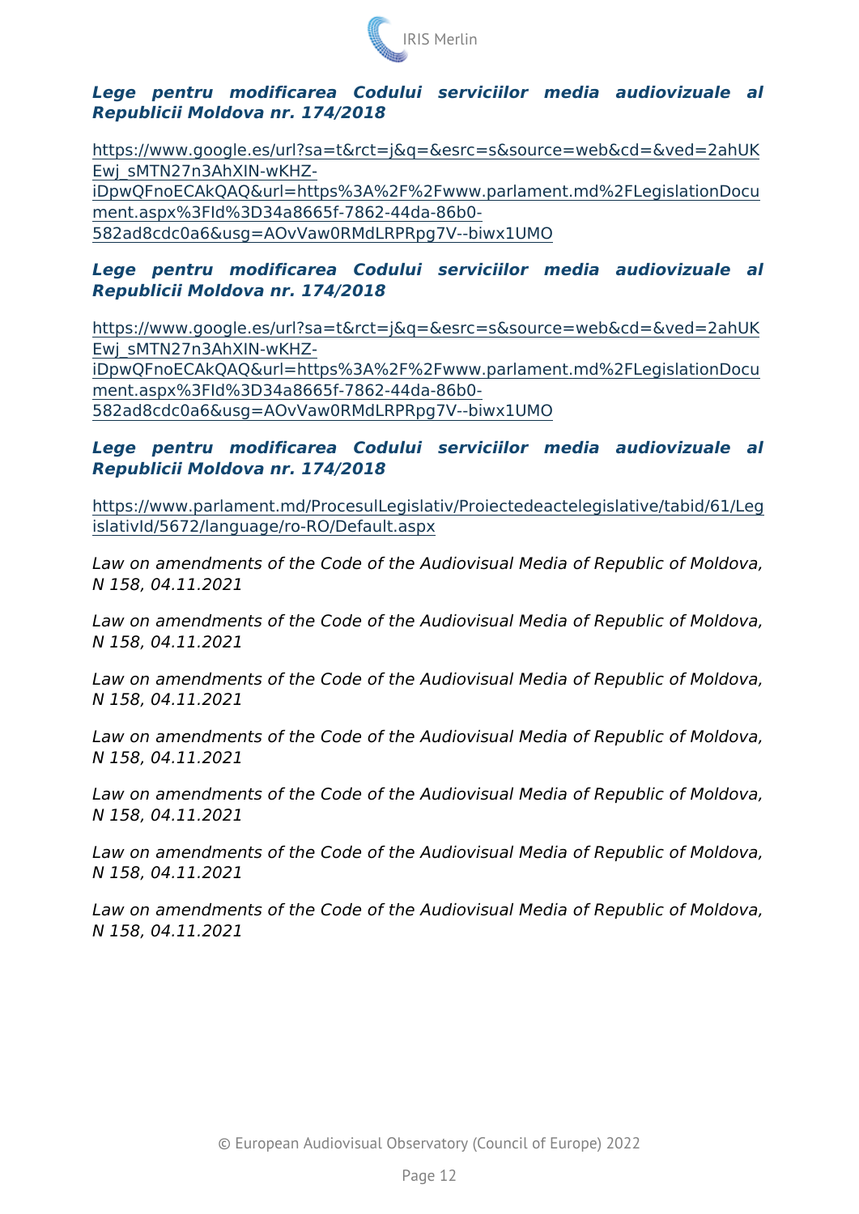***Lege pentru modificarea Codului serviciilor media audiovizuale al Republicii Moldova nr. 174/2018***

https://www.google.es/url?sa=t&rct=j&q=&esrc=s&source=web&cd=&ved=2ahUKEwj_sMTN27n3AhXIN-wKHZ-iDpwQFnoECAkQAQ&url=https%3A%2F%2Fwww.parlament.md%2FLegislationDocument.aspx%3FId%3D34a8665f-7862-44da-86b0-582ad8cdc0a6&usg=AOvVaw0RMdLRPRpg7V--biwx1UMO

***Lege pentru modificarea Codului serviciilor media audiovizuale al Republicii Moldova nr. 174/2018***

https://www.google.es/url?sa=t&rct=j&q=&esrc=s&source=web&cd=&ved=2ahUKEwj_sMTN27n3AhXIN-wKHZ-iDpwQFnoECAkQAQ&url=https%3A%2F%2Fwww.parlament.md%2FLegislationDocument.aspx%3FId%3D34a8665f-7862-44da-86b0-582ad8cdc0a6&usg=AOvVaw0RMdLRPRpg7V--biwx1UMO

***Lege pentru modificarea Codului serviciilor media audiovizuale al Republicii Moldova nr. 174/2018***

https://www.parlament.md/ProcesulLegislativ/Proiectedeactelegislative/tabid/61/LegislativId/5672/language/ro-RO/Default.aspx

*Law on amendments of the Code of the Audiovisual Media of Republic of Moldova, N 158, 04.11.2021*

*Law on amendments of the Code of the Audiovisual Media of Republic of Moldova, N 158, 04.11.2021*

*Law on amendments of the Code of the Audiovisual Media of Republic of Moldova, N 158, 04.11.2021*

*Law on amendments of the Code of the Audiovisual Media of Republic of Moldova, N 158, 04.11.2021*

*Law on amendments of the Code of the Audiovisual Media of Republic of Moldova, N 158, 04.11.2021*

*Law on amendments of the Code of the Audiovisual Media of Republic of Moldova, N 158, 04.11.2021*

*Law on amendments of the Code of the Audiovisual Media of Republic of Moldova, N 158, 04.11.2021*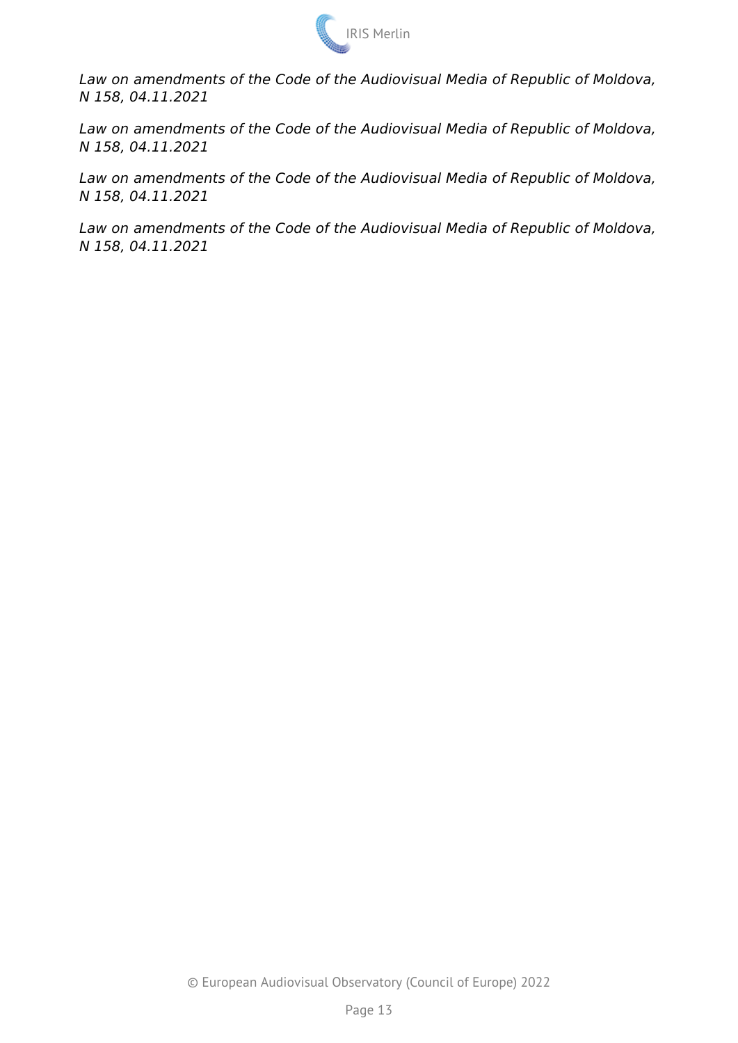*Law on amendments of the Code of the Audiovisual Media of Republic of Moldova, N 158, 04.11.2021*

*Law on amendments of the Code of the Audiovisual Media of Republic of Moldova, N 158, 04.11.2021*

*Law on amendments of the Code of the Audiovisual Media of Republic of Moldova, N 158, 04.11.2021*

*Law on amendments of the Code of the Audiovisual Media of Republic of Moldova, N 158, 04.11.2021*